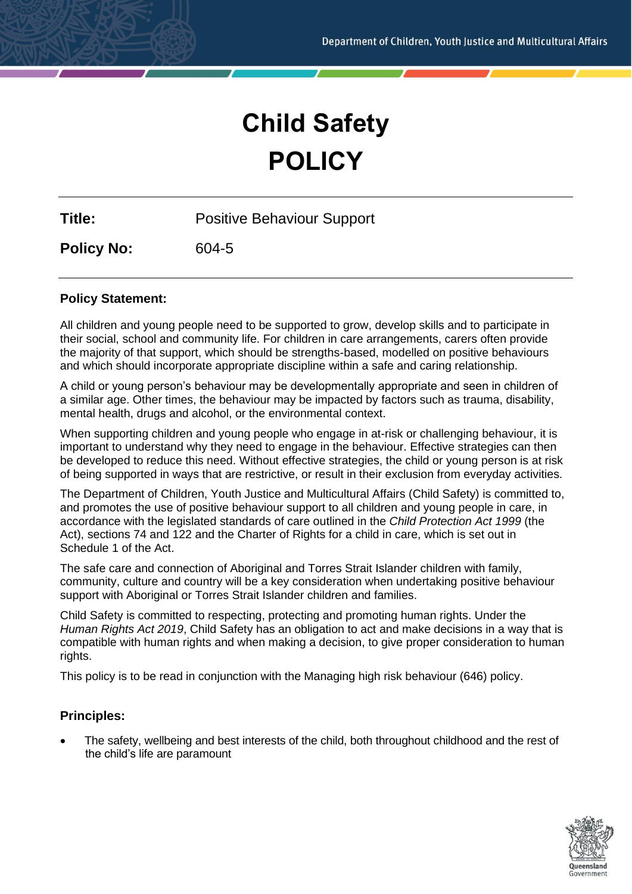# Child Safety POLICY

| | |
|---|---|
| **Title:** | Positive Behaviour Support |
| **Policy No:** | 604-5 |

**Policy Statement:**

All children and young people need to be supported to grow, develop skills and to participate in their social, school and community life. For children in care arrangements, carers often provide the majority of that support, which should be strengths-based, modelled on positive behaviours and which should incorporate appropriate discipline within a safe and caring relationship.

A child or young person's behaviour may be developmentally appropriate and seen in children of a similar age. Other times, the behaviour may be impacted by factors such as trauma, disability, mental health, drugs and alcohol, or the environmental context.

When supporting children and young people who engage in at-risk or challenging behaviour, it is important to understand why they need to engage in the behaviour. Effective strategies can then be developed to reduce this need. Without effective strategies, the child or young person is at risk of being supported in ways that are restrictive, or result in their exclusion from everyday activities.

The Department of Children, Youth Justice and Multicultural Affairs (Child Safety) is committed to, and promotes the use of positive behaviour support to all children and young people in care, in accordance with the legislated standards of care outlined in the *Child Protection Act 1999* (the Act), sections 74 and 122 and the Charter of Rights for a child in care, which is set out in Schedule 1 of the Act.

The safe care and connection of Aboriginal and Torres Strait Islander children with family, community, culture and country will be a key consideration when undertaking positive behaviour support with Aboriginal or Torres Strait Islander children and families.

Child Safety is committed to respecting, protecting and promoting human rights. Under the *Human Rights Act 2019*, Child Safety has an obligation to act and make decisions in a way that is compatible with human rights and when making a decision, to give proper consideration to human rights.

This policy is to be read in conjunction with the Managing high risk behaviour (646) policy.

**Principles:**

- The safety, wellbeing and best interests of the child, both throughout childhood and the rest of the child's life are paramount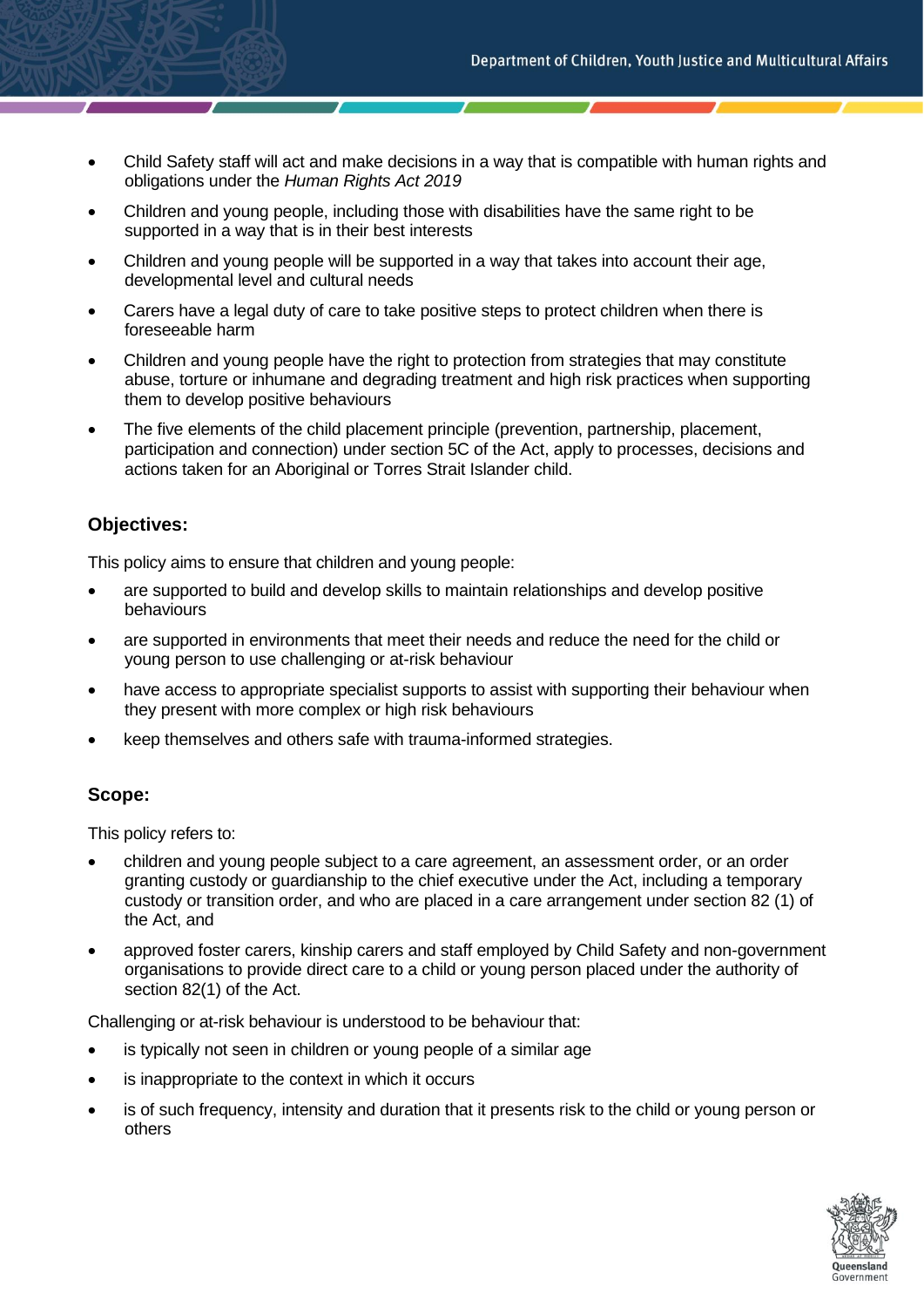- Child Safety staff will act and make decisions in a way that is compatible with human rights and obligations under the *Human Rights Act 2019*
- Children and young people, including those with disabilities have the same right to be supported in a way that is in their best interests
- Children and young people will be supported in a way that takes into account their age, developmental level and cultural needs
- Carers have a legal duty of care to take positive steps to protect children when there is foreseeable harm
- Children and young people have the right to protection from strategies that may constitute abuse, torture or inhumane and degrading treatment and high risk practices when supporting them to develop positive behaviours
- The five elements of the child placement principle (prevention, partnership, placement, participation and connection) under section 5C of the Act, apply to processes, decisions and actions taken for an Aboriginal or Torres Strait Islander child.

## Objectives:

This policy aims to ensure that children and young people:

- are supported to build and develop skills to maintain relationships and develop positive behaviours
- are supported in environments that meet their needs and reduce the need for the child or young person to use challenging or at-risk behaviour
- have access to appropriate specialist supports to assist with supporting their behaviour when they present with more complex or high risk behaviours
- keep themselves and others safe with trauma-informed strategies.

## Scope:

This policy refers to:

- children and young people subject to a care agreement, an assessment order, or an order granting custody or guardianship to the chief executive under the Act, including a temporary custody or transition order, and who are placed in a care arrangement under section 82 (1) of the Act, and
- approved foster carers, kinship carers and staff employed by Child Safety and non-government organisations to provide direct care to a child or young person placed under the authority of section 82(1) of the Act.

Challenging or at-risk behaviour is understood to be behaviour that:

- is typically not seen in children or young people of a similar age
- is inappropriate to the context in which it occurs
- is of such frequency, intensity and duration that it presents risk to the child or young person or others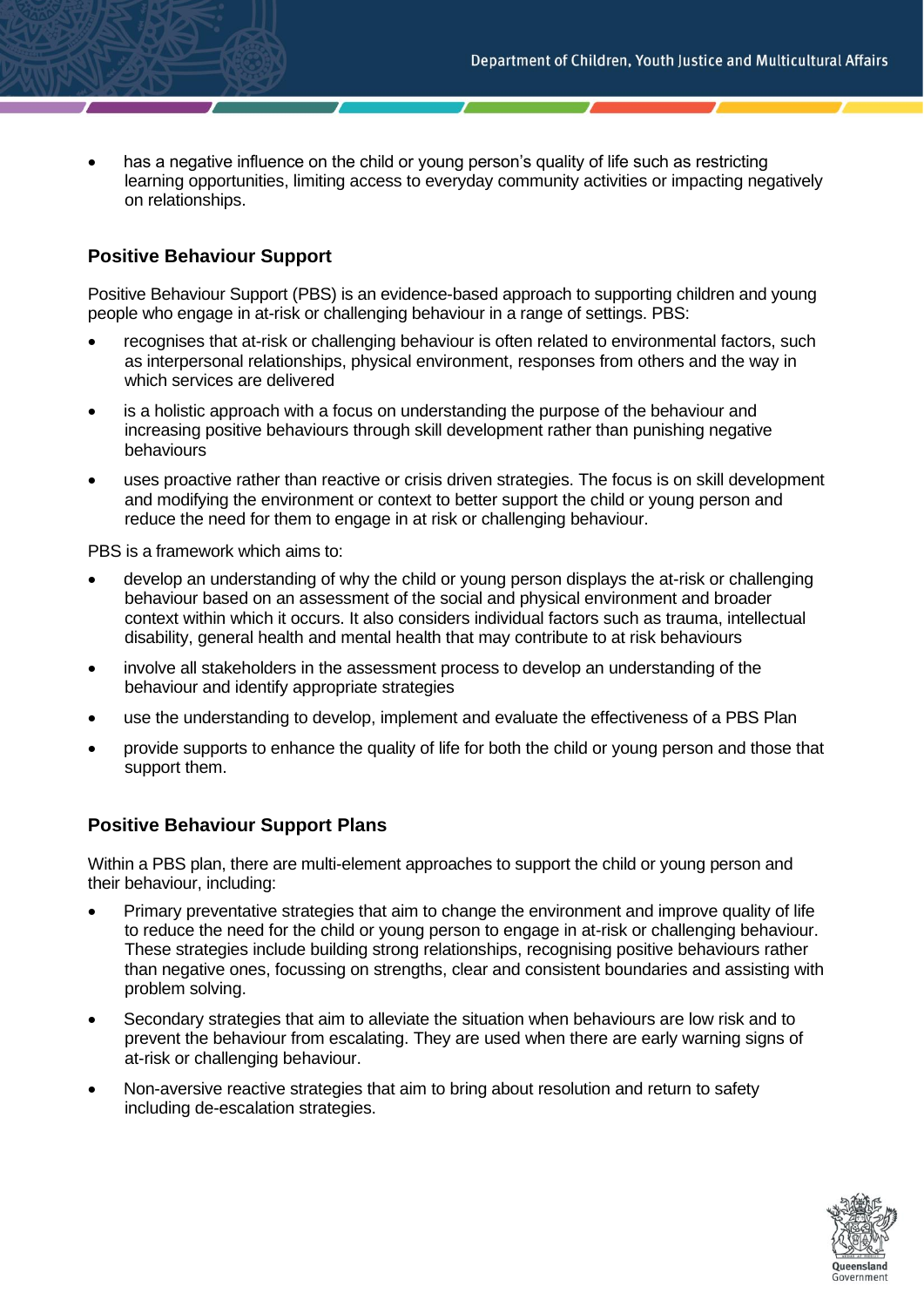- has a negative influence on the child or young person's quality of life such as restricting learning opportunities, limiting access to everyday community activities or impacting negatively on relationships.

## Positive Behaviour Support

Positive Behaviour Support (PBS) is an evidence-based approach to supporting children and young people who engage in at-risk or challenging behaviour in a range of settings. PBS:

- recognises that at-risk or challenging behaviour is often related to environmental factors, such as interpersonal relationships, physical environment, responses from others and the way in which services are delivered
- is a holistic approach with a focus on understanding the purpose of the behaviour and increasing positive behaviours through skill development rather than punishing negative behaviours
- uses proactive rather than reactive or crisis driven strategies. The focus is on skill development and modifying the environment or context to better support the child or young person and reduce the need for them to engage in at risk or challenging behaviour.

PBS is a framework which aims to:

- develop an understanding of why the child or young person displays the at-risk or challenging behaviour based on an assessment of the social and physical environment and broader context within which it occurs. It also considers individual factors such as trauma, intellectual disability, general health and mental health that may contribute to at risk behaviours
- involve all stakeholders in the assessment process to develop an understanding of the behaviour and identify appropriate strategies
- use the understanding to develop, implement and evaluate the effectiveness of a PBS Plan
- provide supports to enhance the quality of life for both the child or young person and those that support them.

## Positive Behaviour Support Plans

Within a PBS plan, there are multi-element approaches to support the child or young person and their behaviour, including:

- Primary preventative strategies that aim to change the environment and improve quality of life to reduce the need for the child or young person to engage in at-risk or challenging behaviour. These strategies include building strong relationships, recognising positive behaviours rather than negative ones, focussing on strengths, clear and consistent boundaries and assisting with problem solving.
- Secondary strategies that aim to alleviate the situation when behaviours are low risk and to prevent the behaviour from escalating. They are used when there are early warning signs of at-risk or challenging behaviour.
- Non-aversive reactive strategies that aim to bring about resolution and return to safety including de-escalation strategies.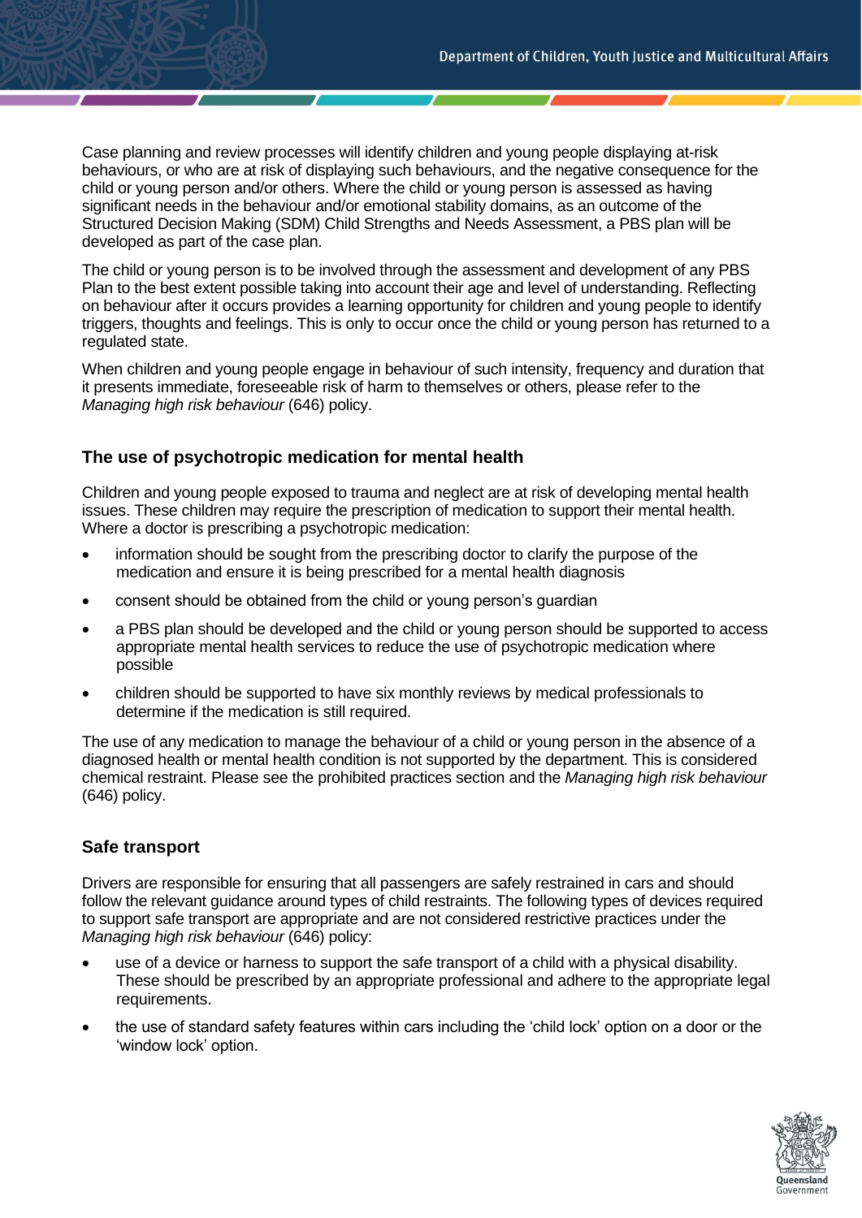Case planning and review processes will identify children and young people displaying at-risk behaviours, or who are at risk of displaying such behaviours, and the negative consequence for the child or young person and/or others. Where the child or young person is assessed as having significant needs in the behaviour and/or emotional stability domains, as an outcome of the Structured Decision Making (SDM) Child Strengths and Needs Assessment, a PBS plan will be developed as part of the case plan.

The child or young person is to be involved through the assessment and development of any PBS Plan to the best extent possible taking into account their age and level of understanding. Reflecting on behaviour after it occurs provides a learning opportunity for children and young people to identify triggers, thoughts and feelings. This is only to occur once the child or young person has returned to a regulated state.

When children and young people engage in behaviour of such intensity, frequency and duration that it presents immediate, foreseeable risk of harm to themselves or others, please refer to the *Managing high risk behaviour* (646) policy.

### The use of psychotropic medication for mental health

Children and young people exposed to trauma and neglect are at risk of developing mental health issues. These children may require the prescription of medication to support their mental health. Where a doctor is prescribing a psychotropic medication:

- information should be sought from the prescribing doctor to clarify the purpose of the medication and ensure it is being prescribed for a mental health diagnosis
- consent should be obtained from the child or young person's guardian
- a PBS plan should be developed and the child or young person should be supported to access appropriate mental health services to reduce the use of psychotropic medication where possible
- children should be supported to have six monthly reviews by medical professionals to determine if the medication is still required.

The use of any medication to manage the behaviour of a child or young person in the absence of a diagnosed health or mental health condition is not supported by the department. This is considered chemical restraint. Please see the prohibited practices section and the *Managing high risk behaviour* (646) policy.

### Safe transport

Drivers are responsible for ensuring that all passengers are safely restrained in cars and should follow the relevant guidance around types of child restraints. The following types of devices required to support safe transport are appropriate and are not considered restrictive practices under the *Managing high risk behaviour* (646) policy:

- use of a device or harness to support the safe transport of a child with a physical disability. These should be prescribed by an appropriate professional and adhere to the appropriate legal requirements.
- the use of standard safety features within cars including the 'child lock' option on a door or the 'window lock' option.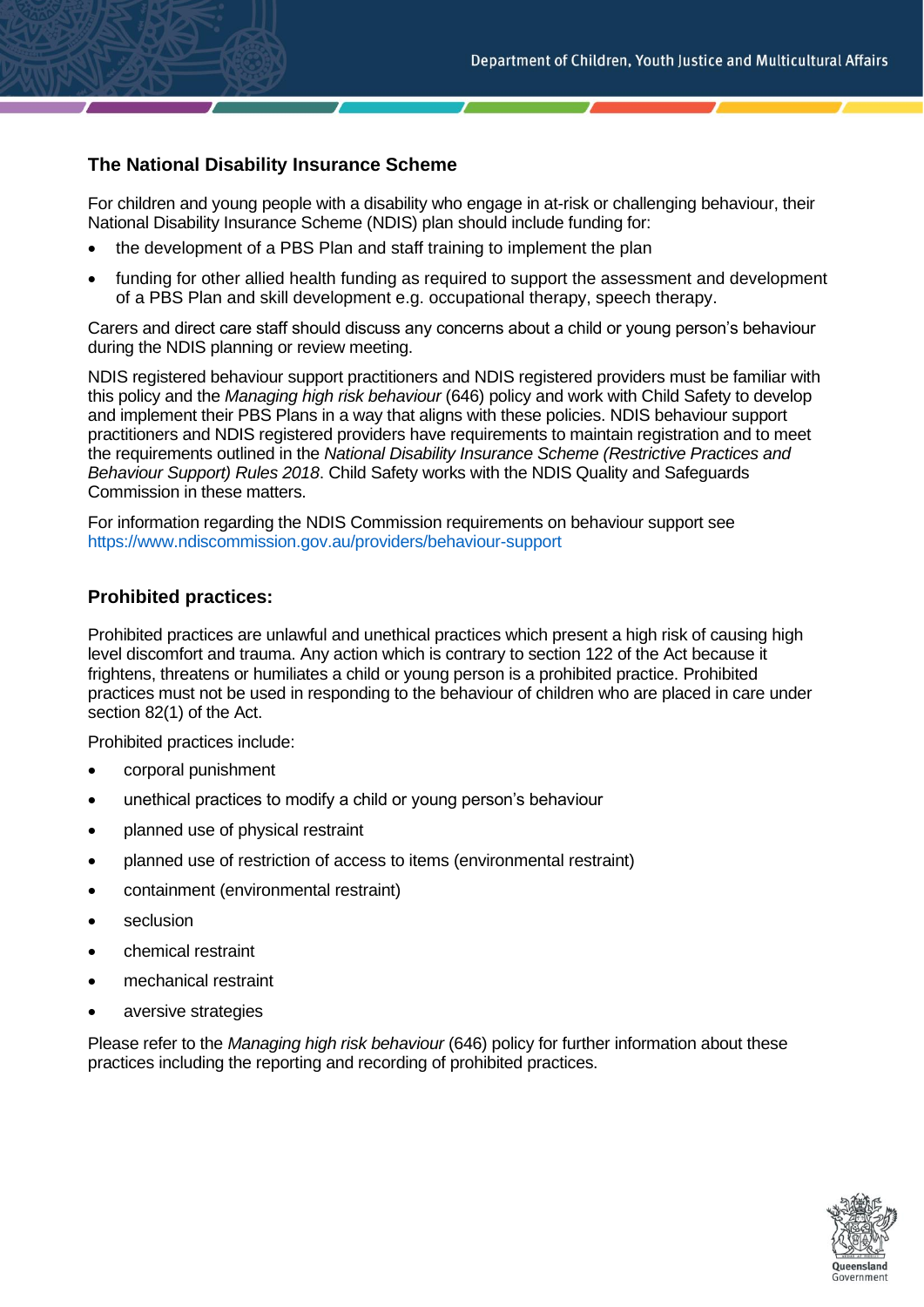## The National Disability Insurance Scheme

For children and young people with a disability who engage in at-risk or challenging behaviour, their National Disability Insurance Scheme (NDIS) plan should include funding for:

- the development of a PBS Plan and staff training to implement the plan
- funding for other allied health funding as required to support the assessment and development of a PBS Plan and skill development e.g. occupational therapy, speech therapy.

Carers and direct care staff should discuss any concerns about a child or young person's behaviour during the NDIS planning or review meeting.

NDIS registered behaviour support practitioners and NDIS registered providers must be familiar with this policy and the *Managing high risk behaviour* (646) policy and work with Child Safety to develop and implement their PBS Plans in a way that aligns with these policies. NDIS behaviour support practitioners and NDIS registered providers have requirements to maintain registration and to meet the requirements outlined in the *National Disability Insurance Scheme (Restrictive Practices and Behaviour Support) Rules 2018*. Child Safety works with the NDIS Quality and Safeguards Commission in these matters.

For information regarding the NDIS Commission requirements on behaviour support see https://www.ndiscommission.gov.au/providers/behaviour-support

## Prohibited practices:

Prohibited practices are unlawful and unethical practices which present a high risk of causing high level discomfort and trauma. Any action which is contrary to section 122 of the Act because it frightens, threatens or humiliates a child or young person is a prohibited practice. Prohibited practices must not be used in responding to the behaviour of children who are placed in care under section 82(1) of the Act.

Prohibited practices include:

- corporal punishment
- unethical practices to modify a child or young person's behaviour
- planned use of physical restraint
- planned use of restriction of access to items (environmental restraint)
- containment (environmental restraint)
- seclusion
- chemical restraint
- mechanical restraint
- aversive strategies

Please refer to the *Managing high risk behaviour* (646) policy for further information about these practices including the reporting and recording of prohibited practices.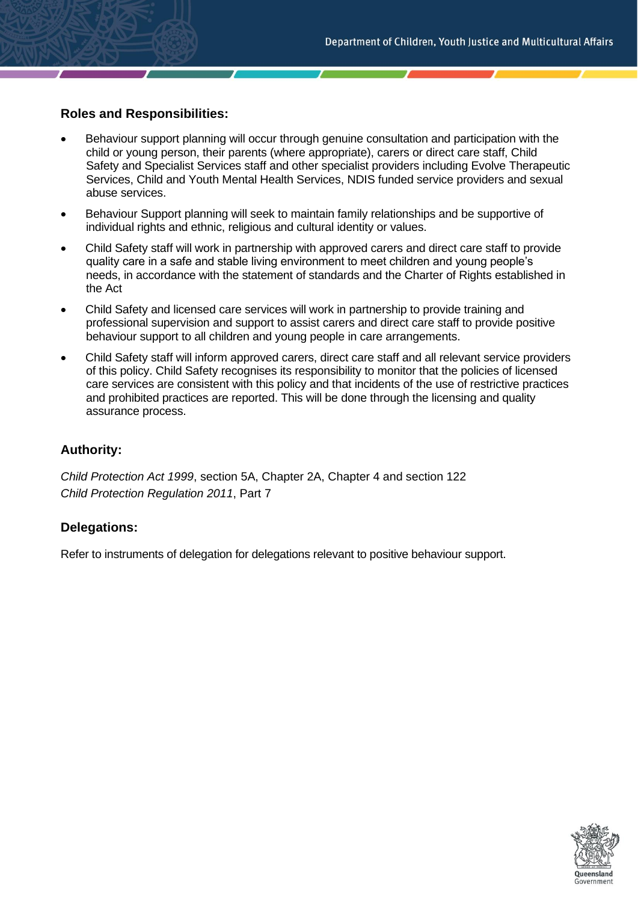## Roles and Responsibilities:

- Behaviour support planning will occur through genuine consultation and participation with the child or young person, their parents (where appropriate), carers or direct care staff, Child Safety and Specialist Services staff and other specialist providers including Evolve Therapeutic Services, Child and Youth Mental Health Services, NDIS funded service providers and sexual abuse services.
- Behaviour Support planning will seek to maintain family relationships and be supportive of individual rights and ethnic, religious and cultural identity or values.
- Child Safety staff will work in partnership with approved carers and direct care staff to provide quality care in a safe and stable living environment to meet children and young people's needs, in accordance with the statement of standards and the Charter of Rights established in the Act
- Child Safety and licensed care services will work in partnership to provide training and professional supervision and support to assist carers and direct care staff to provide positive behaviour support to all children and young people in care arrangements.
- Child Safety staff will inform approved carers, direct care staff and all relevant service providers of this policy. Child Safety recognises its responsibility to monitor that the policies of licensed care services are consistent with this policy and that incidents of the use of restrictive practices and prohibited practices are reported. This will be done through the licensing and quality assurance process.

## Authority:

*Child Protection Act 1999*, section 5A, Chapter 2A, Chapter 4 and section 122
*Child Protection Regulation 2011*, Part 7

## Delegations:

Refer to instruments of delegation for delegations relevant to positive behaviour support.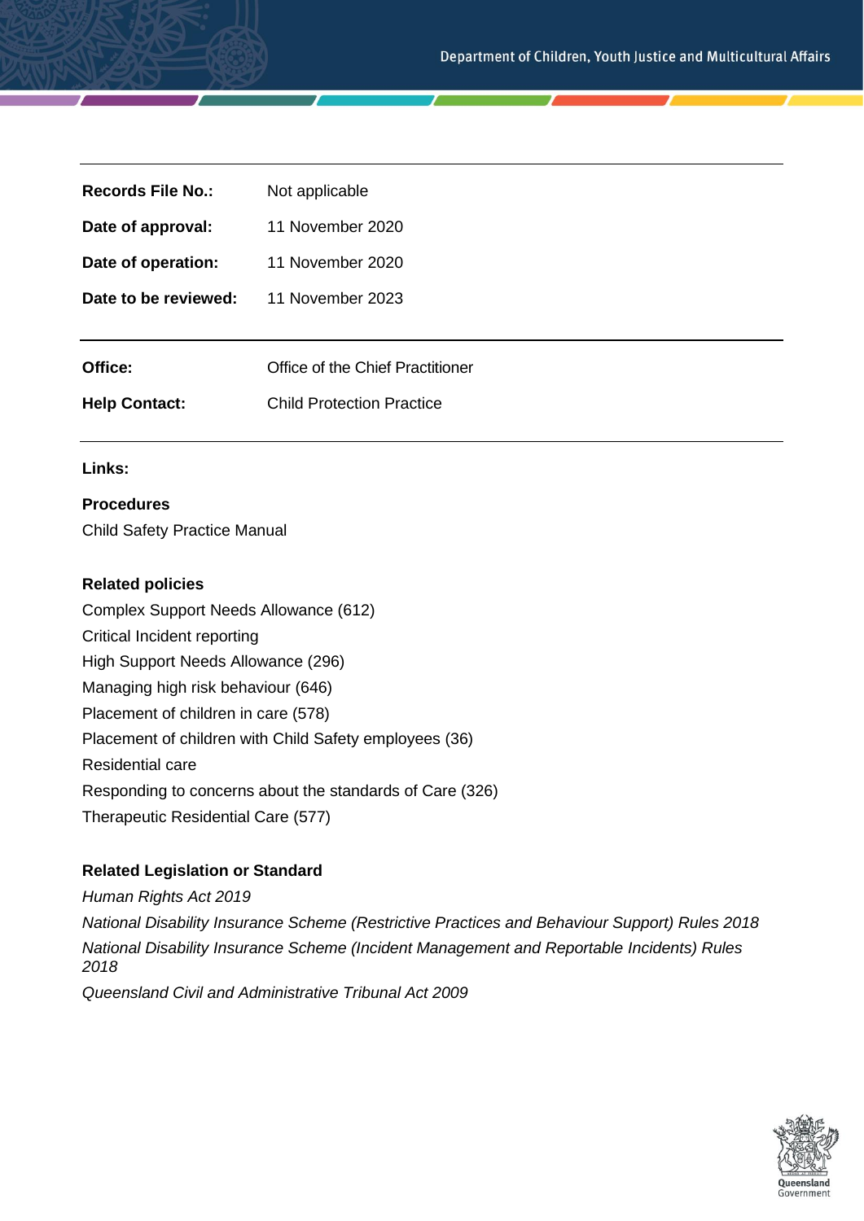| | |
|---|---|
| **Records File No.:** | Not applicable |
| **Date of approval:** | 11 November 2020 |
| **Date of operation:** | 11 November 2020 |
| **Date to be reviewed:** | 11 November 2023 |

| | |
|---|---|
| **Office:** | Office of the Chief Practitioner |
| **Help Contact:** | Child Protection Practice |

**Links:**

**Procedures**

Child Safety Practice Manual

**Related policies**

Complex Support Needs Allowance (612)
Critical Incident reporting
High Support Needs Allowance (296)
Managing high risk behaviour (646)
Placement of children in care (578)
Placement of children with Child Safety employees (36)
Residential care
Responding to concerns about the standards of Care (326)
Therapeutic Residential Care (577)

**Related Legislation or Standard**

*Human Rights Act 2019*
*National Disability Insurance Scheme (Restrictive Practices and Behaviour Support) Rules 2018*
*National Disability Insurance Scheme (Incident Management and Reportable Incidents) Rules 2018*
*Queensland Civil and Administrative Tribunal Act 2009*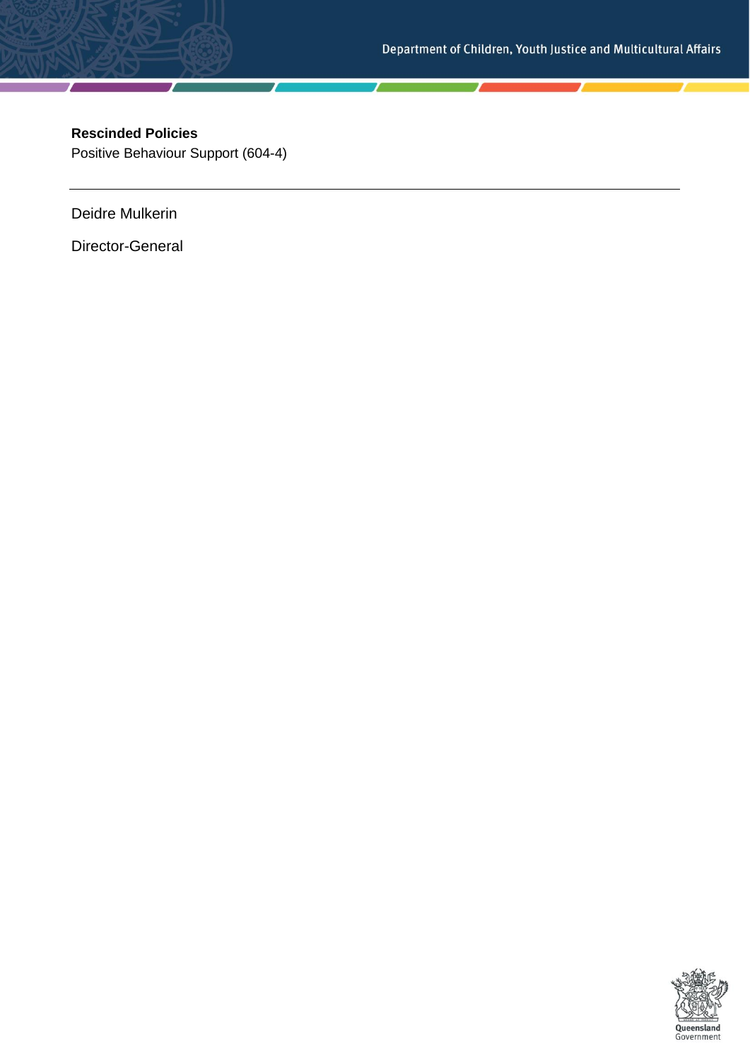**Rescinded Policies**

Positive Behaviour Support (604-4)

---

Deidre Mulkerin

Director-General